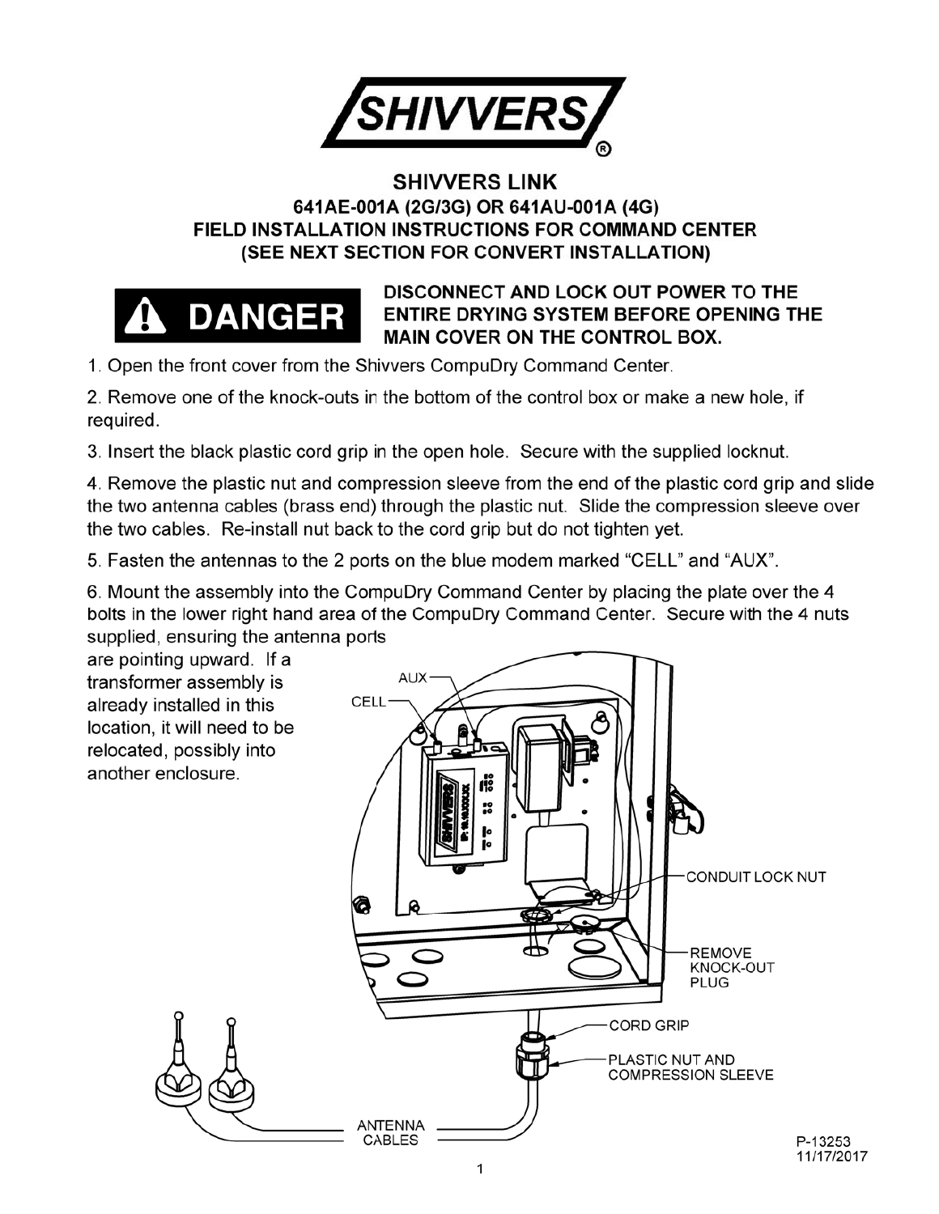# SHIVVERS

## SHIVVERS LINK

### 641AE-001A (2G/3G) OR 641AU-001A (4G)
### FIELD INSTALLATION INSTRUCTIONS FOR COMMAND CENTER
### (SEE NEXT SECTION FOR CONVERT INSTALLATION)

**⚠ DANGER** **DISCONNECT AND LOCK OUT POWER TO THE ENTIRE DRYING SYSTEM BEFORE OPENING THE MAIN COVER ON THE CONTROL BOX.**

1. Open the front cover from the Shivvers CompuDry Command Center.

2. Remove one of the knock-outs in the bottom of the control box or make a new hole, if required.

3. Insert the black plastic cord grip in the open hole. Secure with the supplied locknut.

4. Remove the plastic nut and compression sleeve from the end of the plastic cord grip and slide the two antenna cables (brass end) through the plastic nut. Slide the compression sleeve over the two cables. Re-install nut back to the cord grip but do not tighten yet.

5. Fasten the antennas to the 2 ports on the blue modem marked "CELL" and "AUX".

6. Mount the assembly into the CompuDry Command Center by placing the plate over the 4 bolts in the lower right hand area of the CompuDry Command Center. Secure with the 4 nuts supplied, ensuring the antenna ports are pointing upward. If a transformer assembly is already installed in this location, it will need to be relocated, possibly into another enclosure.

AUX
CELL
CONDUIT LOCK NUT
REMOVE KNOCK-OUT PLUG
CORD GRIP
PLASTIC NUT AND COMPRESSION SLEEVE
ANTENNA CABLES

P-13253
11/17/2017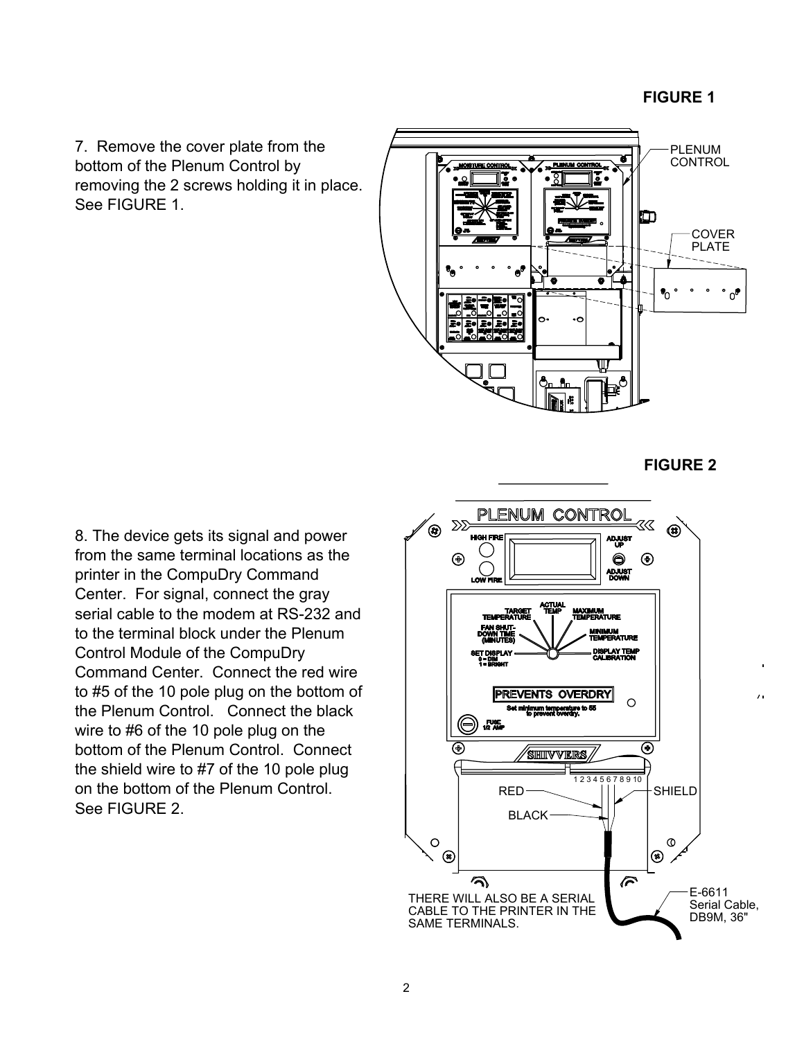**FIGURE 1**

7. Remove the cover plate from the bottom of the Plenum Control by removing the 2 screws holding it in place. See FIGURE 1.

PLENUM CONTROL

COVER PLATE

**FIGURE 2**

8. The device gets its signal and power from the same terminal locations as the printer in the CompuDry Command Center. For signal, connect the gray serial cable to the modem at RS-232 and to the terminal block under the Plenum Control Module of the CompuDry Command Center. Connect the red wire to #5 of the 10 pole plug on the bottom of the Plenum Control. Connect the black wire to #6 of the 10 pole plug on the bottom of the Plenum Control. Connect the shield wire to #7 of the 10 pole plug on the bottom of the Plenum Control. See FIGURE 2.

RED

BLACK

SHIELD

THERE WILL ALSO BE A SERIAL CABLE TO THE PRINTER IN THE SAME TERMINALS.

E-6611 Serial Cable, DB9M, 36"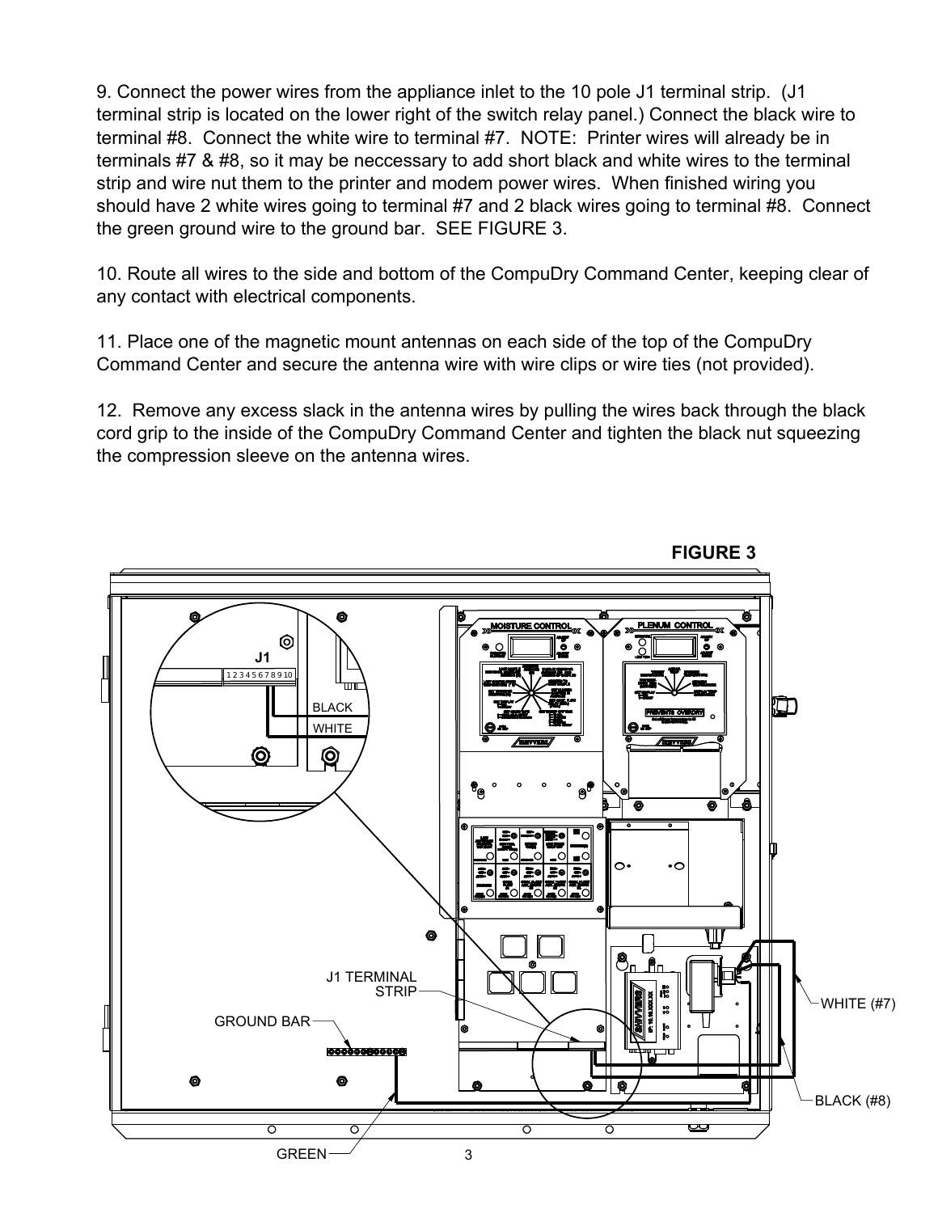9. Connect the power wires from the appliance inlet to the 10 pole J1 terminal strip. (J1 terminal strip is located on the lower right of the switch relay panel.) Connect the black wire to terminal #8. Connect the white wire to terminal #7. NOTE: Printer wires will already be in terminals #7 & #8, so it may be neccessary to add short black and white wires to the terminal strip and wire nut them to the printer and modem power wires. When finished wiring you should have 2 white wires going to terminal #7 and 2 black wires going to terminal #8. Connect the green ground wire to the ground bar. SEE FIGURE 3.

10. Route all wires to the side and bottom of the CompuDry Command Center, keeping clear of any contact with electrical components.

11. Place one of the magnetic mount antennas on each side of the top of the CompuDry Command Center and secure the antenna wire with wire clips or wire ties (not provided).

12. Remove any excess slack in the antenna wires by pulling the wires back through the black cord grip to the inside of the CompuDry Command Center and tighten the black nut squeezing the compression sleeve on the antenna wires.

**FIGURE 3**

J1

1 2 3 4 5 6 7 8 9 10

BLACK

WHITE

J1 TERMINAL STRIP

GROUND BAR

GREEN

WHITE (#7)

BLACK (#8)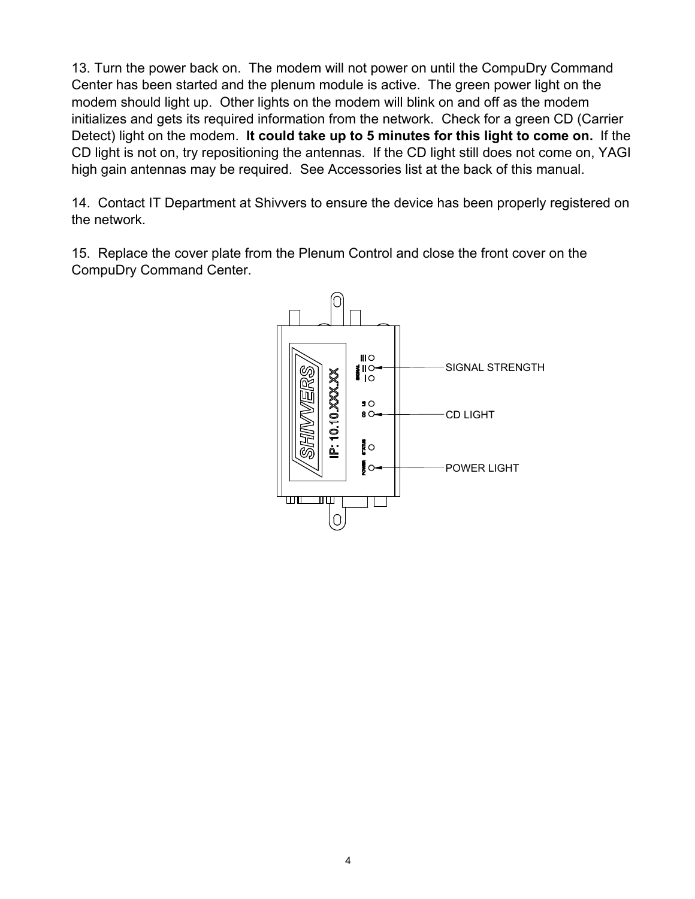13. Turn the power back on.  The modem will not power on until the CompuDry Command Center has been started and the plenum module is active.  The green power light on the modem should light up.  Other lights on the modem will blink on and off as the modem initializes and gets its required information from the network.  Check for a green CD (Carrier Detect) light on the modem.  **It could take up to 5 minutes for this light to come on.**  If the CD light is not on, try repositioning the antennas.  If the CD light still does not come on, YAGI high gain antennas may be required.  See Accessories list at the back of this manual.

14.  Contact IT Department at Shivvers to ensure the device has been properly registered on the network.

15.  Replace the cover plate from the Plenum Control and close the front cover on the CompuDry Command Center.

SIGNAL STRENGTH

CD LIGHT

POWER LIGHT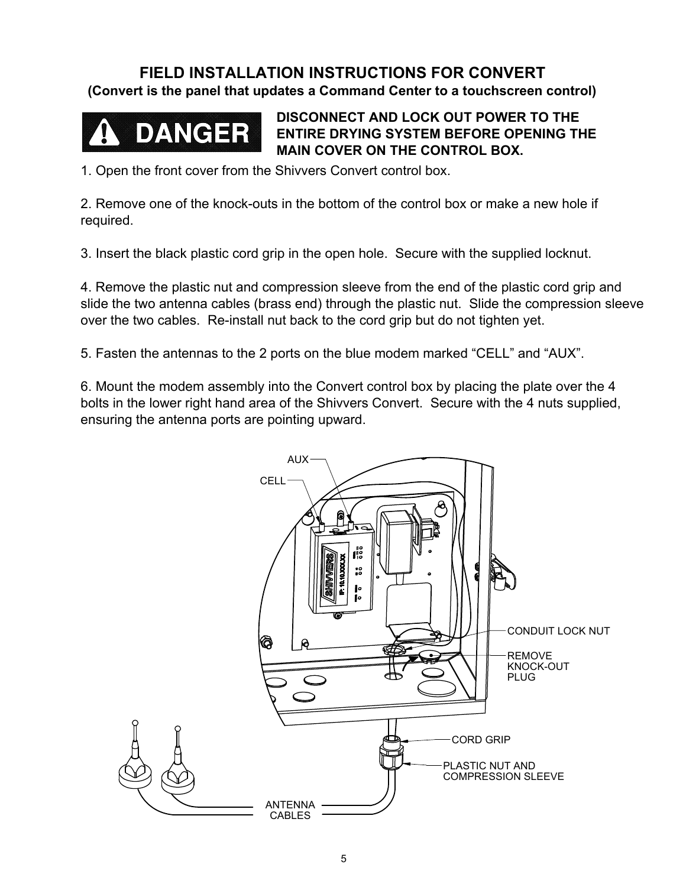# FIELD INSTALLATION INSTRUCTIONS FOR CONVERT

**(Convert is the panel that updates a Command Center to a touchscreen control)**

**⚠ DANGER** **DISCONNECT AND LOCK OUT POWER TO THE ENTIRE DRYING SYSTEM BEFORE OPENING THE MAIN COVER ON THE CONTROL BOX.**

1. Open the front cover from the Shivvers Convert control box.

2. Remove one of the knock-outs in the bottom of the control box or make a new hole if required.

3. Insert the black plastic cord grip in the open hole. Secure with the supplied locknut.

4. Remove the plastic nut and compression sleeve from the end of the plastic cord grip and slide the two antenna cables (brass end) through the plastic nut. Slide the compression sleeve over the two cables. Re-install nut back to the cord grip but do not tighten yet.

5. Fasten the antennas to the 2 ports on the blue modem marked “CELL” and “AUX”.

6. Mount the modem assembly into the Convert control box by placing the plate over the 4 bolts in the lower right hand area of the Shivvers Convert. Secure with the 4 nuts supplied, ensuring the antenna ports are pointing upward.

AUX

CELL

CONDUIT LOCK NUT

REMOVE KNOCK-OUT PLUG

CORD GRIP

PLASTIC NUT AND COMPRESSION SLEEVE

ANTENNA CABLES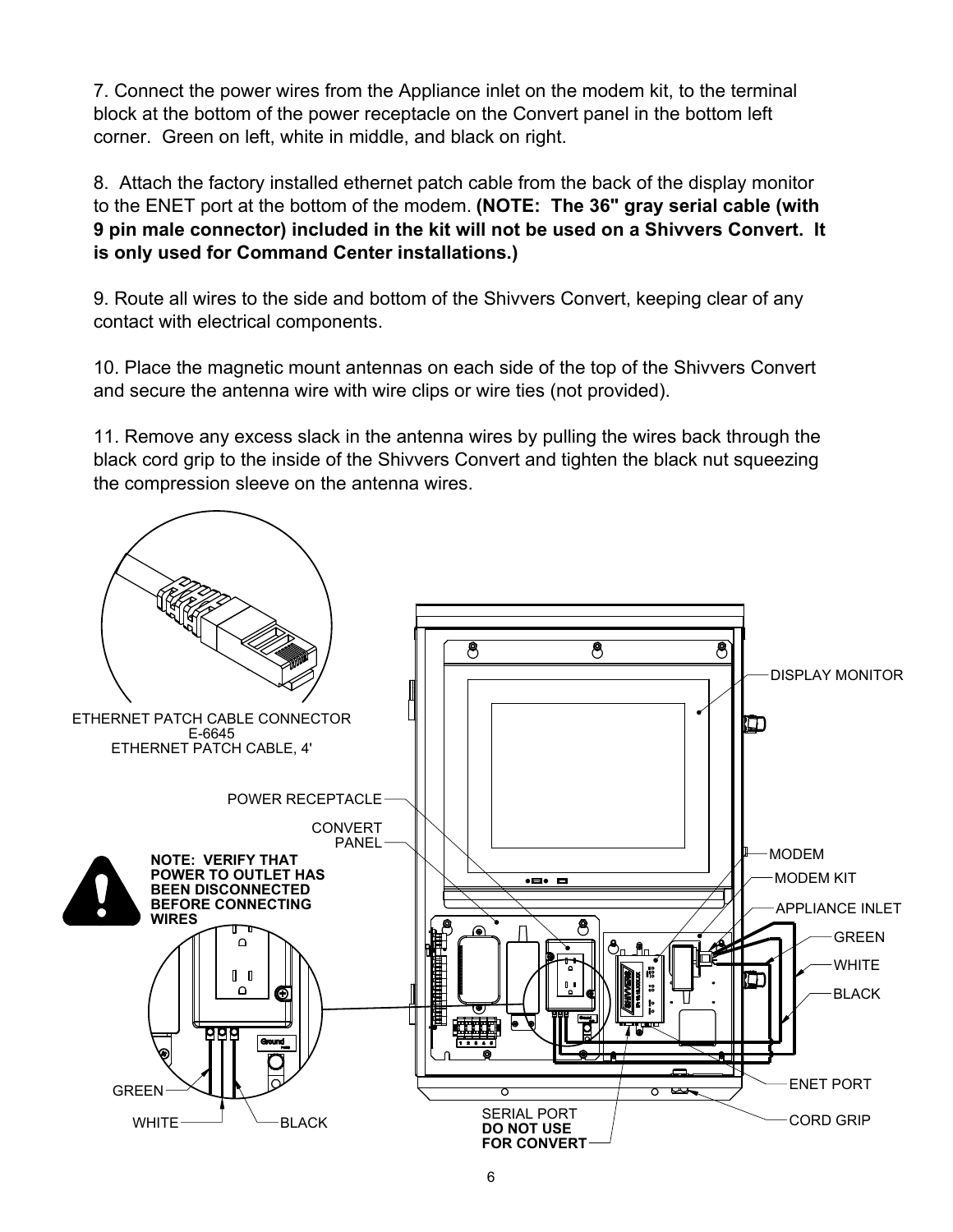7. Connect the power wires from the Appliance inlet on the modem kit, to the terminal block at the bottom of the power receptacle on the Convert panel in the bottom left corner. Green on left, white in middle, and black on right.

8. Attach the factory installed ethernet patch cable from the back of the display monitor to the ENET port at the bottom of the modem. **(NOTE: The 36" gray serial cable (with 9 pin male connector) included in the kit will not be used on a Shivvers Convert. It is only used for Command Center installations.)**

9. Route all wires to the side and bottom of the Shivvers Convert, keeping clear of any contact with electrical components.

10. Place the magnetic mount antennas on each side of the top of the Shivvers Convert and secure the antenna wire with wire clips or wire ties (not provided).

11. Remove any excess slack in the antenna wires by pulling the wires back through the black cord grip to the inside of the Shivvers Convert and tighten the black nut squeezing the compression sleeve on the antenna wires.

ETHERNET PATCH CABLE CONNECTOR
E-6645
ETHERNET PATCH CABLE, 4'

POWER RECEPTACLE

CONVERT PANEL

**NOTE: VERIFY THAT POWER TO OUTLET HAS BEEN DISCONNECTED BEFORE CONNECTING WIRES**

GREEN

WHITE

BLACK

DISPLAY MONITOR

MODEM

MODEM KIT

APPLIANCE INLET

GREEN

WHITE

BLACK

ENET PORT

CORD GRIP

SERIAL PORT
**DO NOT USE FOR CONVERT**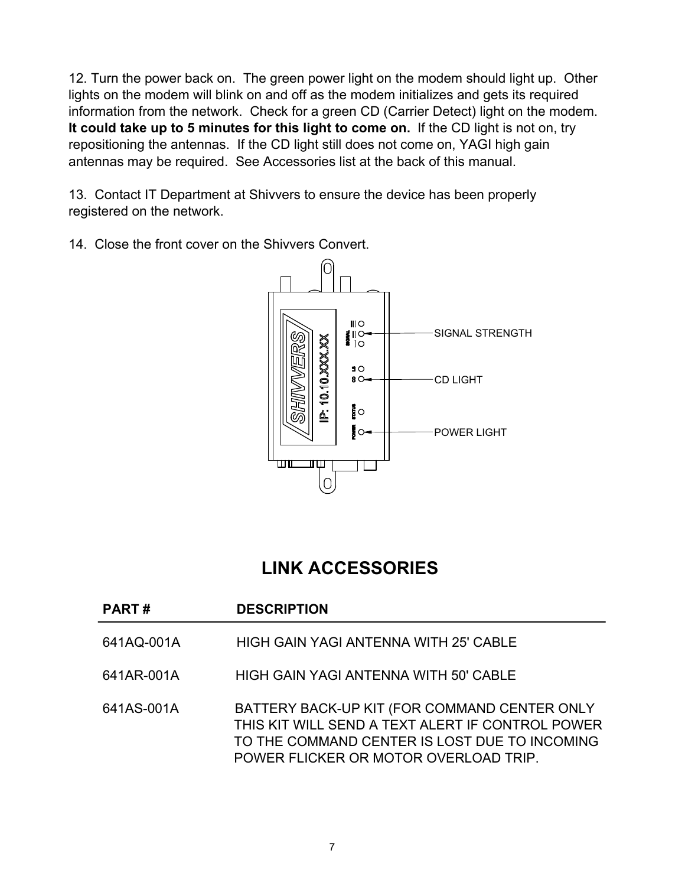12. Turn the power back on. The green power light on the modem should light up. Other lights on the modem will blink on and off as the modem initializes and gets its required information from the network. Check for a green CD (Carrier Detect) light on the modem. **It could take up to 5 minutes for this light to come on.** If the CD light is not on, try repositioning the antennas. If the CD light still does not come on, YAGI high gain antennas may be required. See Accessories list at the back of this manual.

13. Contact IT Department at Shivvers to ensure the device has been properly registered on the network.

14. Close the front cover on the Shivvers Convert.

SHIVVERS

IP: 10.10.XXX.XX

SIGNAL STRENGTH

CD LIGHT

POWER LIGHT

## LINK ACCESSORIES

| PART # | DESCRIPTION |
|---|---|
| 641AQ-001A | HIGH GAIN YAGI ANTENNA WITH 25' CABLE |
| 641AR-001A | HIGH GAIN YAGI ANTENNA WITH 50' CABLE |
| 641AS-001A | BATTERY BACK-UP KIT (FOR COMMAND CENTER ONLY THIS KIT WILL SEND A TEXT ALERT IF CONTROL POWER TO THE COMMAND CENTER IS LOST DUE TO INCOMING POWER FLICKER OR MOTOR OVERLOAD TRIP. |